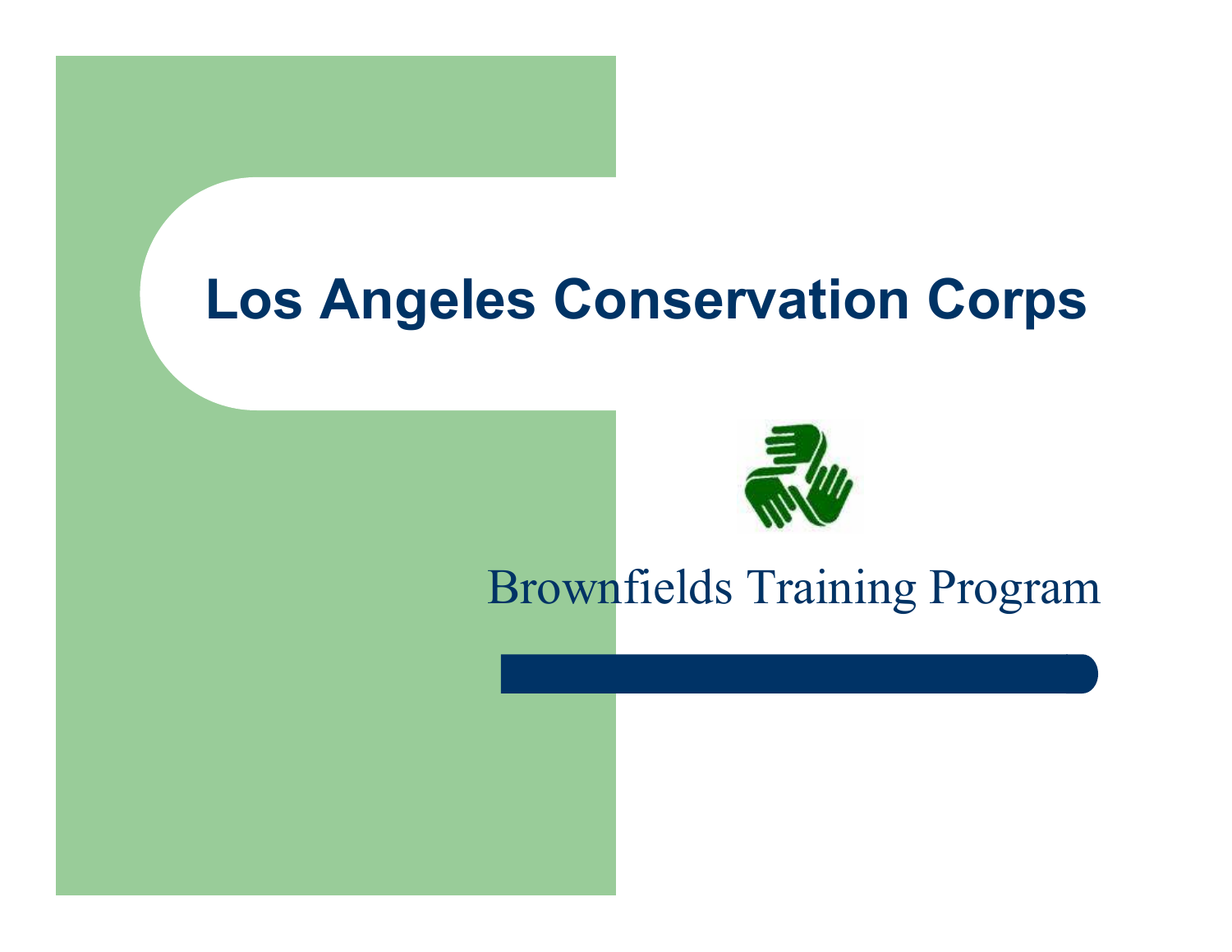# Los Angeles Conservation Corps

Brownfields Training Program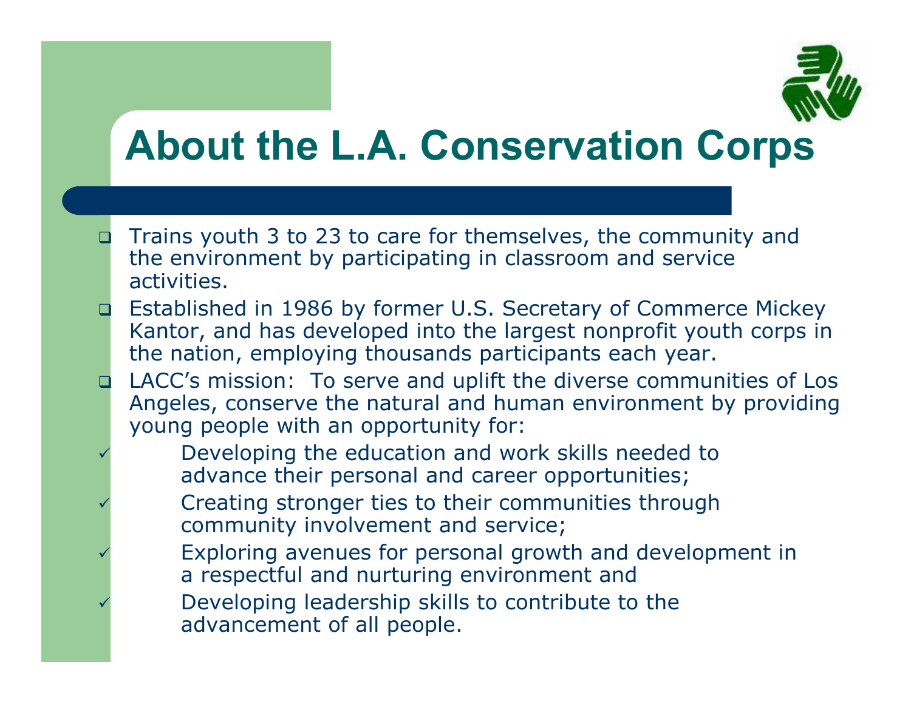# About the L.A. Conservation Corps

- Trains youth 3 to 23 to care for themselves, the community and the environment by participating in classroom and service activities.
- Established in 1986 by former U.S. Secretary of Commerce Mickey Kantor, and has developed into the largest nonprofit youth corps in the nation, employing thousands participants each year.
- LACC's mission: To serve and uplift the diverse communities of Los Angeles, conserve the natural and human environment by providing young people with an opportunity for:
  - ✓ Developing the education and work skills needed to advance their personal and career opportunities;
  - ✓ Creating stronger ties to their communities through community involvement and service;
  - ✓ Exploring avenues for personal growth and development in a respectful and nurturing environment and
  - ✓ Developing leadership skills to contribute to the advancement of all people.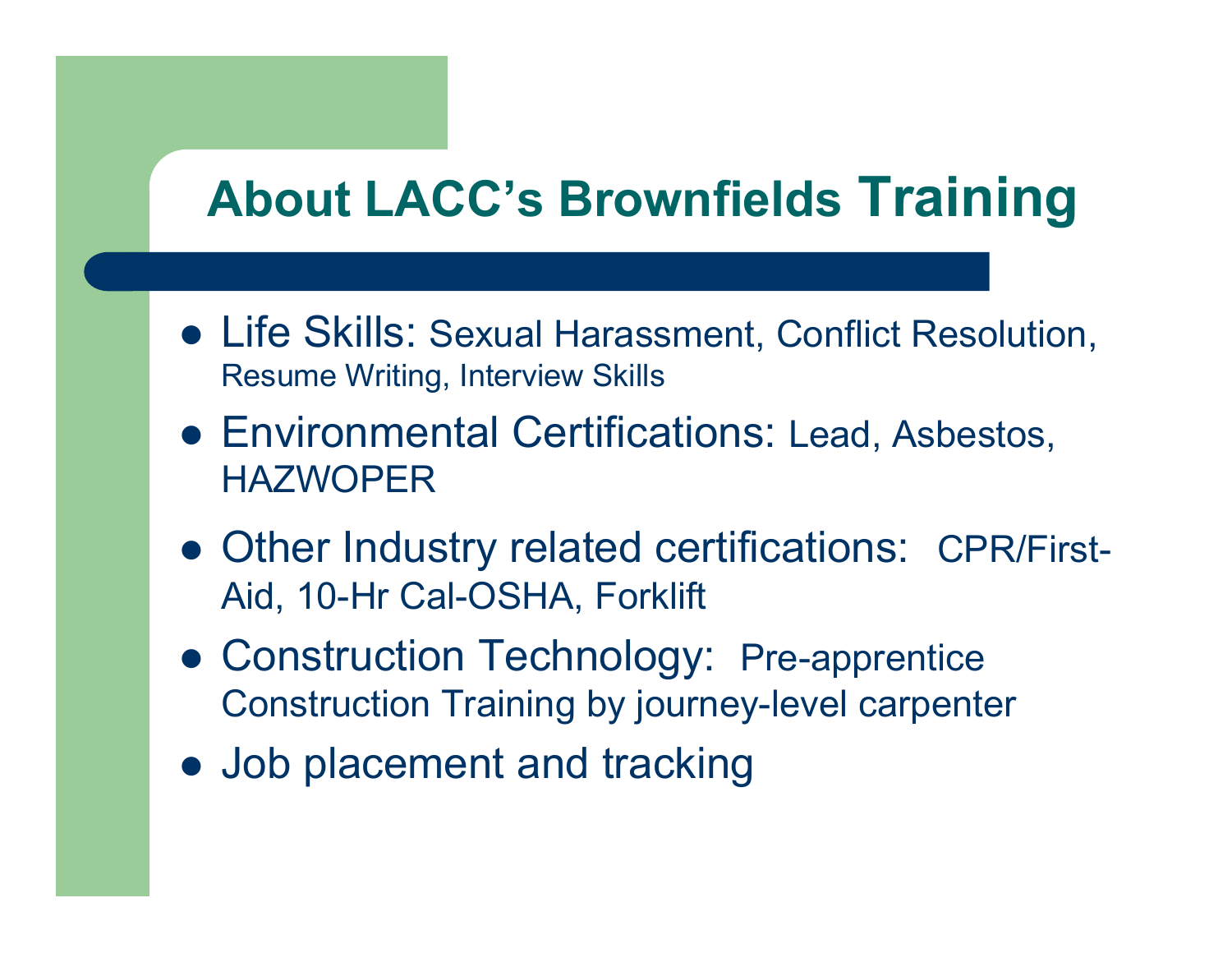# About LACC's Brownfields Training

- Life Skills: Sexual Harassment, Conflict Resolution, Resume Writing, Interview Skills
- Environmental Certifications: Lead, Asbestos, HAZWOPER
- Other Industry related certifications: CPR/First-Aid, 10-Hr Cal-OSHA, Forklift
- Construction Technology: Pre-apprentice Construction Training by journey-level carpenter
- Job placement and tracking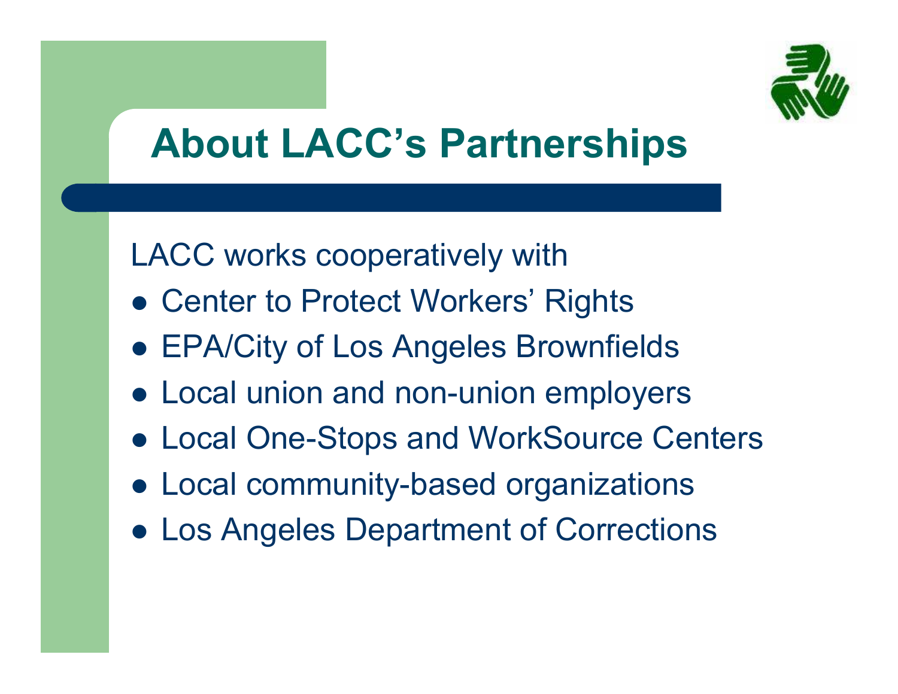# About LACC's Partnerships

LACC works cooperatively with

- Center to Protect Workers' Rights
- EPA/City of Los Angeles Brownfields
- Local union and non-union employers
- Local One-Stops and WorkSource Centers
- Local community-based organizations
- Los Angeles Department of Corrections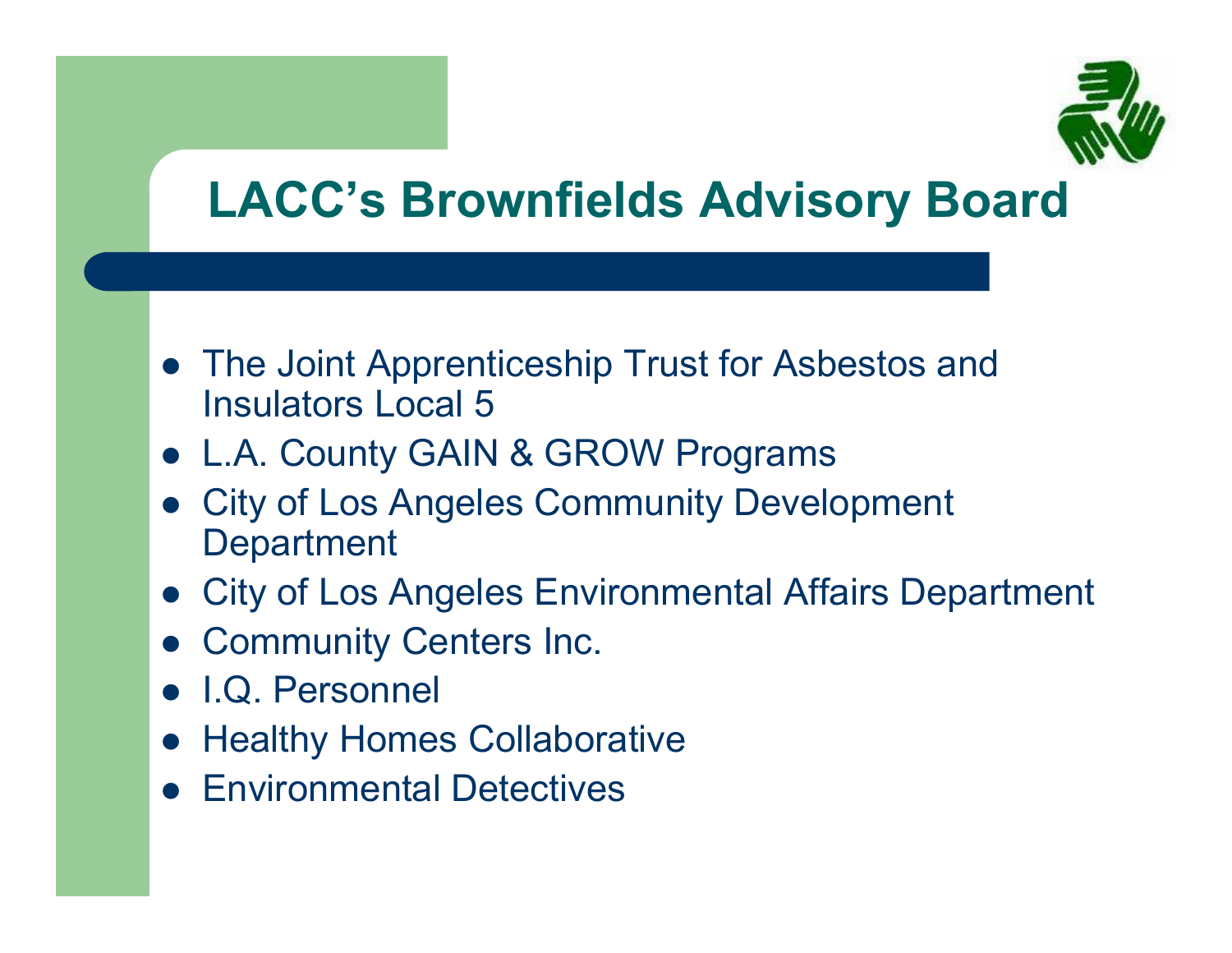# LACC's Brownfields Advisory Board

- The Joint Apprenticeship Trust for Asbestos and Insulators Local 5
- L.A. County GAIN & GROW Programs
- City of Los Angeles Community Development Department
- City of Los Angeles Environmental Affairs Department
- Community Centers Inc.
- I.Q. Personnel
- Healthy Homes Collaborative
- Environmental Detectives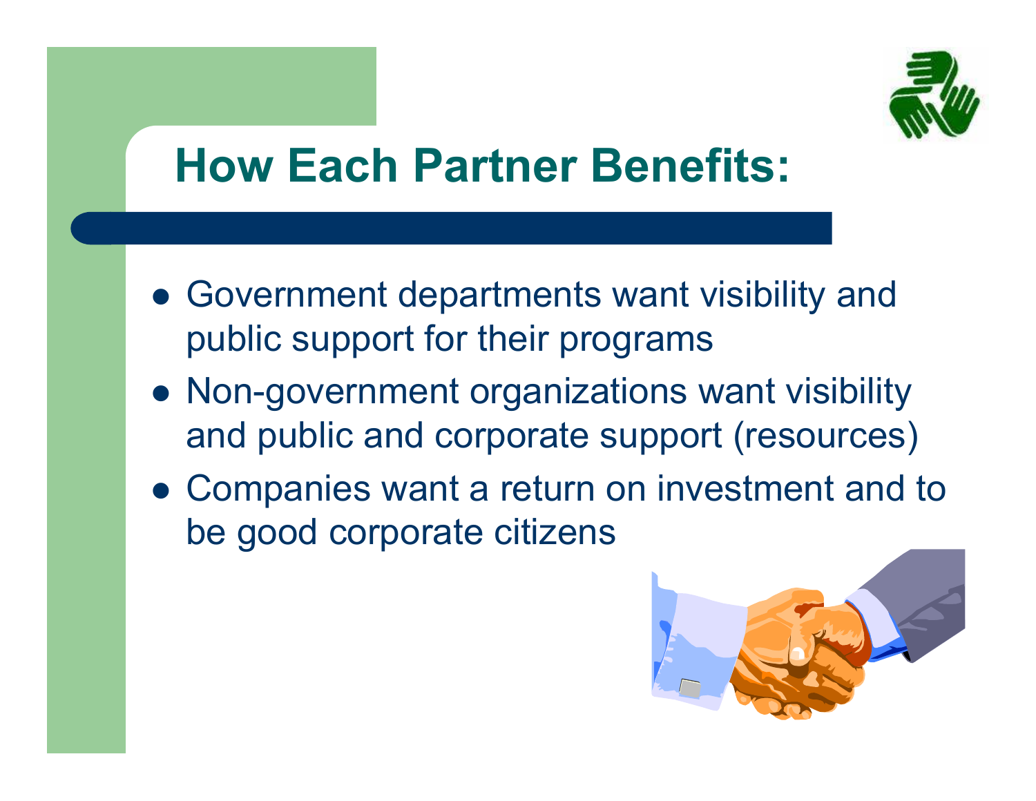# How Each Partner Benefits:

- Government departments want visibility and public support for their programs
- Non-government organizations want visibility and public and corporate support (resources)
- Companies want a return on investment and to be good corporate citizens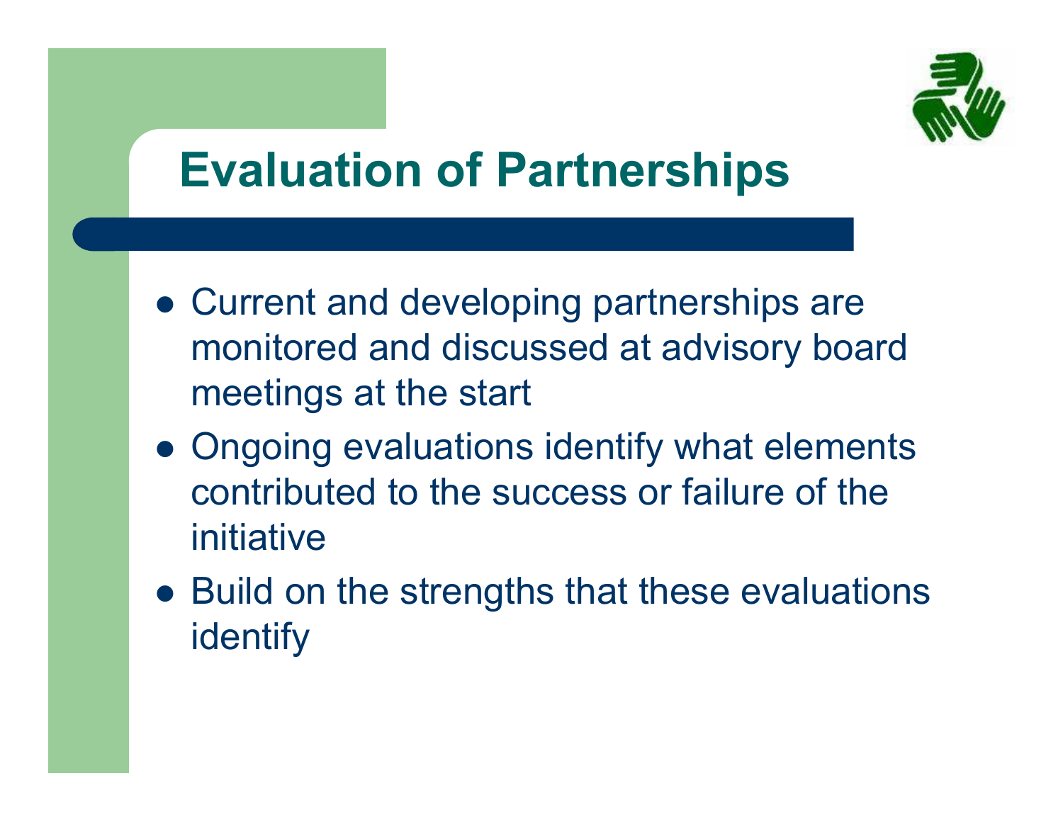# Evaluation of Partnerships

- Current and developing partnerships are monitored and discussed at advisory board meetings at the start
- Ongoing evaluations identify what elements contributed to the success or failure of the initiative
- Build on the strengths that these evaluations identify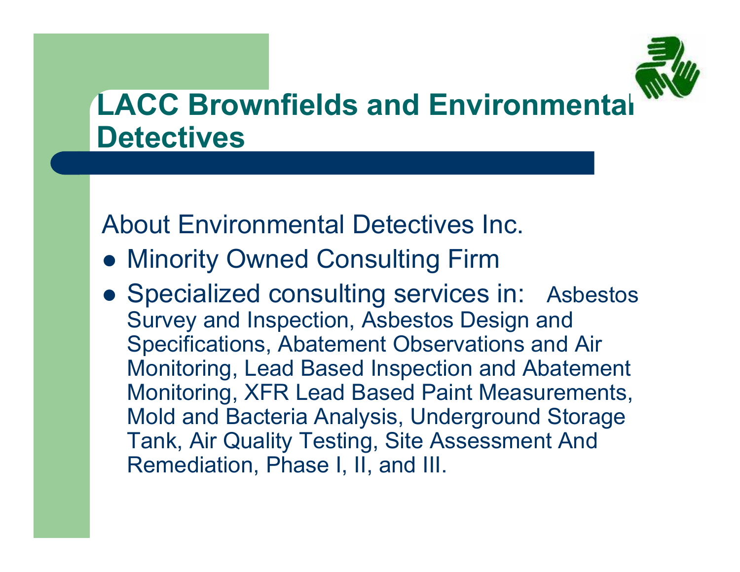# LACC Brownfields and Environmental Detectives

About Environmental Detectives Inc.

- Minority Owned Consulting Firm
- Specialized consulting services in: Asbestos Survey and Inspection, Asbestos Design and Specifications, Abatement Observations and Air Monitoring, Lead Based Inspection and Abatement Monitoring, XFR Lead Based Paint Measurements, Mold and Bacteria Analysis, Underground Storage Tank, Air Quality Testing, Site Assessment And Remediation, Phase I, II, and III.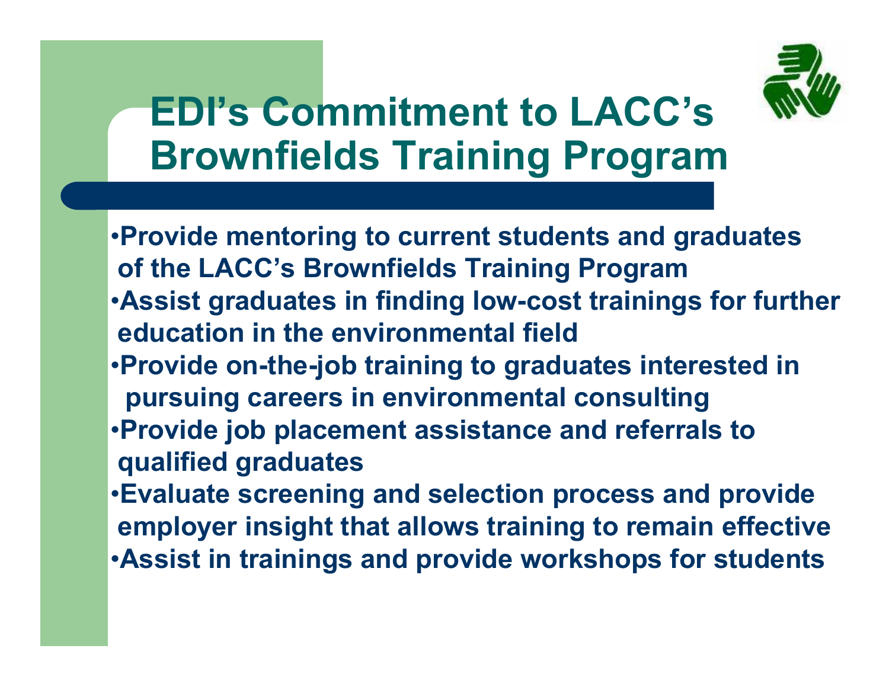# EDI's Commitment to LACC's Brownfields Training Program

- Provide mentoring to current students and graduates of the LACC's Brownfields Training Program
- Assist graduates in finding low-cost trainings for further education in the environmental field
- Provide on-the-job training to graduates interested in pursuing careers in environmental consulting
- Provide job placement assistance and referrals to qualified graduates
- Evaluate screening and selection process and provide employer insight that allows training to remain effective
- Assist in trainings and provide workshops for students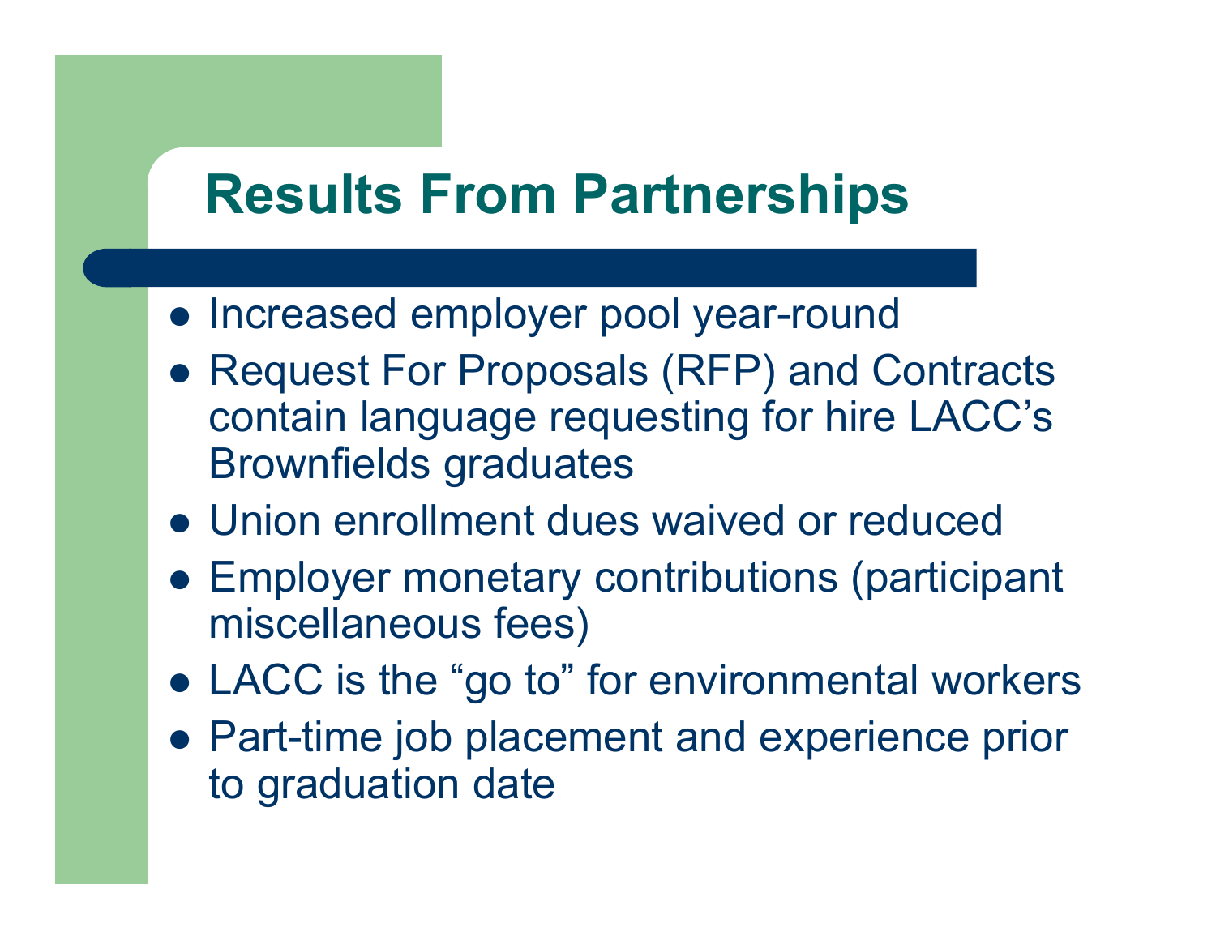# Results From Partnerships

- Increased employer pool year-round
- Request For Proposals (RFP) and Contracts contain language requesting for hire LACC's Brownfields graduates
- Union enrollment dues waived or reduced
- Employer monetary contributions (participant miscellaneous fees)
- LACC is the "go to" for environmental workers
- Part-time job placement and experience prior to graduation date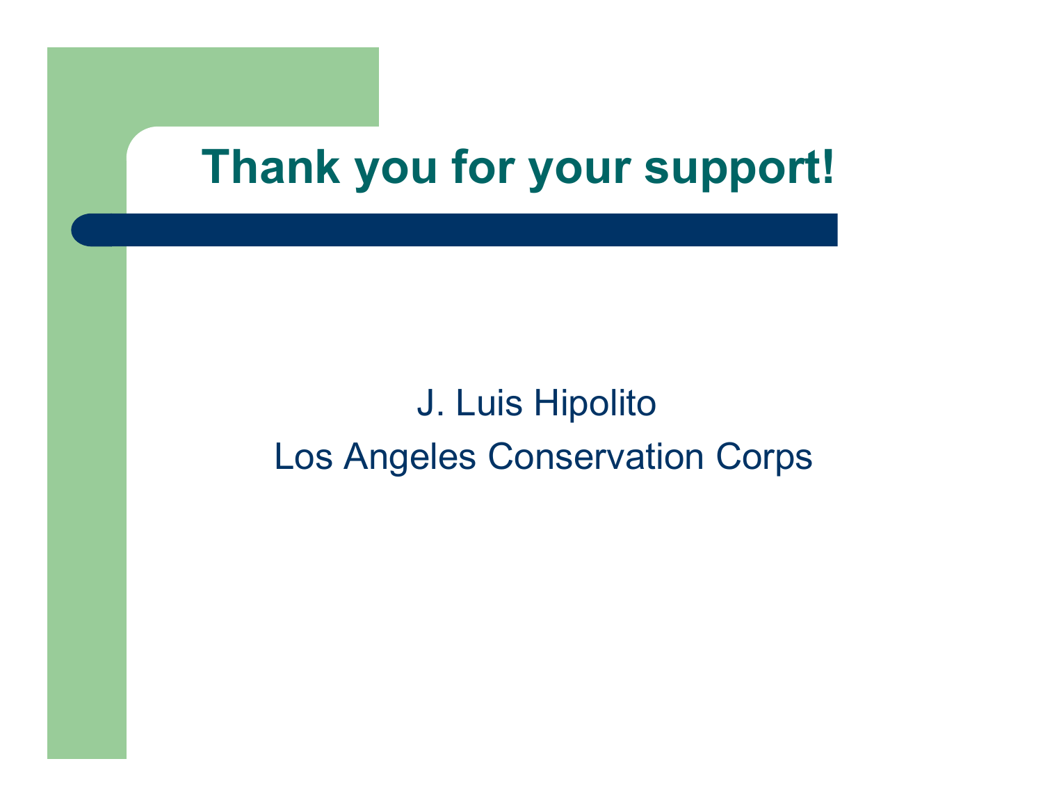# Thank you for your support!

J. Luis Hipolito

Los Angeles Conservation Corps